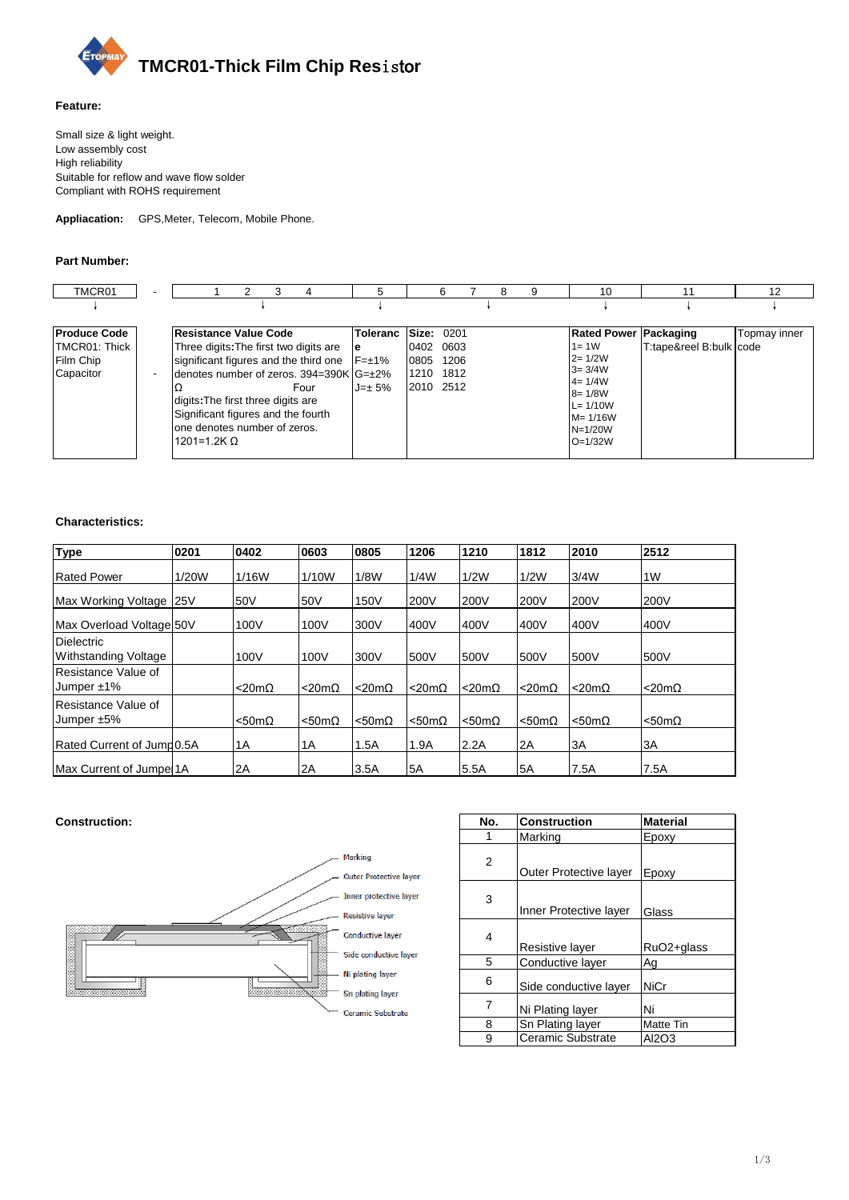# TMCR01-Thick Film Chip Resistor

**Feature:**

Small size & light weight.
Low assembly cost
High reliability
Suitable for reflow and wave flow solder
Compliant with ROHS requirement

**Appliacation:** GPS,Meter, Telecom, Mobile Phone.

**Part Number:**

| TMCR01 | - | 1 2 3 4 | 5 | 6 7 8 9 | 10 | 11 | 12 |
|---|---|---|---|---|---|---|---|
| ↓ | | ↓ | ↓ | ↓ | ↓ | ↓ | ↓ |
| **Produce Code** TMCR01: Thick Film Chip Capacitor | - | **Resistance Value Code** Three digits:The first two digits are significant figures and the third one denotes number of zeros. 394=390K Ω Four digits:The first three digits are Significant figures and the fourth one denotes number of zeros. 1201=1.2K Ω | **Tolerance** F=±1% G=±2% J=± 5% | **Size:** 0201 0402 0603 0805 1206 1210 1812 2010 2512 | **Rated Power** 1= 1W 2= 1/2W 3= 3/4W 4= 1/4W 8= 1/8W L= 1/10W M= 1/16W N=1/20W O=1/32W | **Packaging** T:tape&reel B:bulk | Topmay inner code |

**Characteristics:**

| Type | 0201 | 0402 | 0603 | 0805 | 1206 | 1210 | 1812 | 2010 | 2512 |
|---|---|---|---|---|---|---|---|---|---|
| Rated Power | 1/20W | 1/16W | 1/10W | 1/8W | 1/4W | 1/2W | 1/2W | 3/4W | 1W |
| Max Working Voltage | 25V | 50V | 50V | 150V | 200V | 200V | 200V | 200V | 200V |
| Max Overload Voltage | 50V | 100V | 100V | 300V | 400V | 400V | 400V | 400V | 400V |
| Dielectric Withstanding Voltage | | 100V | 100V | 300V | 500V | 500V | 500V | 500V | 500V |
| Resistance Value of Jumper ±1% | | <20mΩ | <20mΩ | <20mΩ | <20mΩ | <20mΩ | <20mΩ | <20mΩ | <20mΩ |
| Resistance Value of Jumper ±5% | | <50mΩ | <50mΩ | <50mΩ | <50mΩ | <50mΩ | <50mΩ | <50mΩ | <50mΩ |
| Rated Current of Jump | 0.5A | 1A | 1A | 1.5A | 1.9A | 2.2A | 2A | 3A | 3A |
| Max Current of Jumpe | 1A | 2A | 2A | 3.5A | 5A | 5.5A | 5A | 7.5A | 7.5A |

**Construction:**

Marking
Outer Protective layer
Inner protective layer
Resistive layer
Conductive layer
Side conductive layer
Ni plating layer
Sn plating layer
Ceramic Substrate

| No. | Construction | Material |
|---|---|---|
| 1 | Marking | Epoxy |
| 2 | Outer Protective layer | Epoxy |
| 3 | Inner Protective layer | Glass |
| 4 | Resistive layer | RuO2+glass |
| 5 | Conductive layer | Ag |
| 6 | Side conductive layer | NiCr |
| 7 | Ni Plating layer | Ni |
| 8 | Sn Plating layer | Matte Tin |
| 9 | Ceramic Substrate | Al2O3 |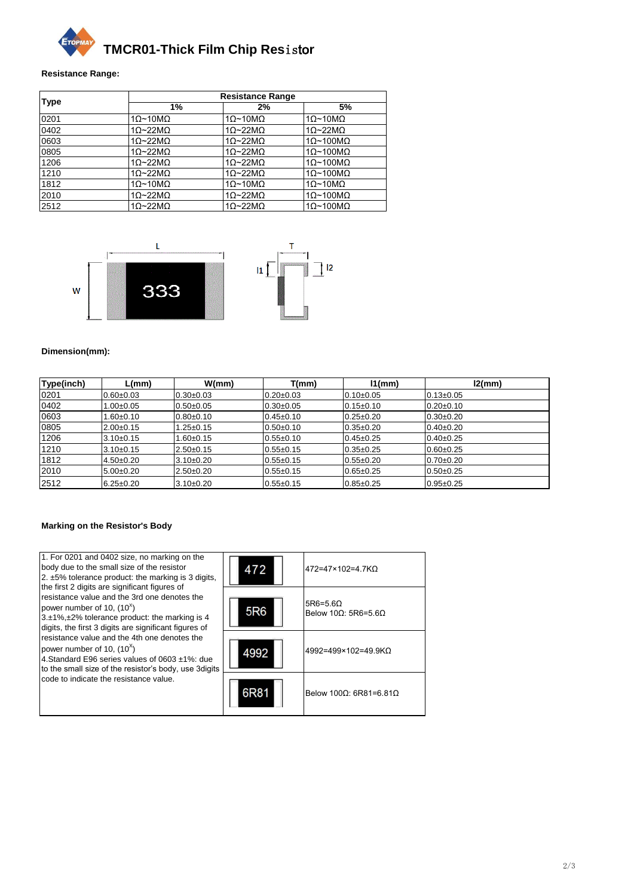# TMCR01-Thick Film Chip Resistor

**Resistance Range:**

| Type | Resistance Range | | |
|---|---|---|---|
| | 1% | 2% | 5% |
| 0201 | 1Ω~10MΩ | 1Ω~10MΩ | 1Ω~10MΩ |
| 0402 | 1Ω~22MΩ | 1Ω~22MΩ | 1Ω~22MΩ |
| 0603 | 1Ω~22MΩ | 1Ω~22MΩ | 1Ω~100MΩ |
| 0805 | 1Ω~22MΩ | 1Ω~22MΩ | 1Ω~100MΩ |
| 1206 | 1Ω~22MΩ | 1Ω~22MΩ | 1Ω~100MΩ |
| 1210 | 1Ω~22MΩ | 1Ω~22MΩ | 1Ω~100MΩ |
| 1812 | 1Ω~10MΩ | 1Ω~10MΩ | 1Ω~10MΩ |
| 2010 | 1Ω~22MΩ | 1Ω~22MΩ | 1Ω~100MΩ |
| 2512 | 1Ω~22MΩ | 1Ω~22MΩ | 1Ω~100MΩ |

**Dimension(mm):**

| Type(inch) | L(mm) | W(mm) | T(mm) | l1(mm) | l2(mm) |
|---|---|---|---|---|---|
| 0201 | 0.60±0.03 | 0.30±0.03 | 0.20±0.03 | 0.10±0.05 | 0.13±0.05 |
| 0402 | 1.00±0.05 | 0.50±0.05 | 0.30±0.05 | 0.15±0.10 | 0.20±0.10 |
| 0603 | 1.60±0.10 | 0.80±0.10 | 0.45±0.10 | 0.25±0.20 | 0.30±0.20 |
| 0805 | 2.00±0.15 | 1.25±0.15 | 0.50±0.10 | 0.35±0.20 | 0.40±0.20 |
| 1206 | 3.10±0.15 | 1.60±0.15 | 0.55±0.10 | 0.45±0.25 | 0.40±0.25 |
| 1210 | 3.10±0.15 | 2.50±0.15 | 0.55±0.15 | 0.35±0.25 | 0.60±0.25 |
| 1812 | 4.50±0.20 | 3.10±0.20 | 0.55±0.15 | 0.55±0.20 | 0.70±0.20 |
| 2010 | 5.00±0.20 | 2.50±0.20 | 0.55±0.15 | 0.65±0.25 | 0.50±0.25 |
| 2512 | 6.25±0.20 | 3.10±0.20 | 0.55±0.15 | 0.85±0.25 | 0.95±0.25 |

**Marking on the Resistor's Body**

| Description | Marking | Example |
|---|---|---|
| 1. For 0201 and 0402 size, no marking on the body due to the small size of the resistor<br>2. ±5% tolerance product: the marking is 3 digits, the first 2 digits are significant figures of resistance value and the 3rd one denotes the power number of 10, ($10^x$)<br>3.±1%,±2% tolerance product: the marking is 4 digits, the first 3 digits are significant figures of resistance value and the 4th one denotes the power number of 10, ($10^x$)<br>4.Standard E96 series values of 0603 ±1%: due to the small size of the resistor's body, use 3digits code to indicate the resistance value. | 472 | 472=47×102=4.7KΩ |
| | 5R6 | 5R6=5.6Ω<br>Below 10Ω: 5R6=5.6Ω |
| | 4992 | 4992=499×102=49.9KΩ |
| | 6R81 | Below 100Ω: 6R81=6.81Ω |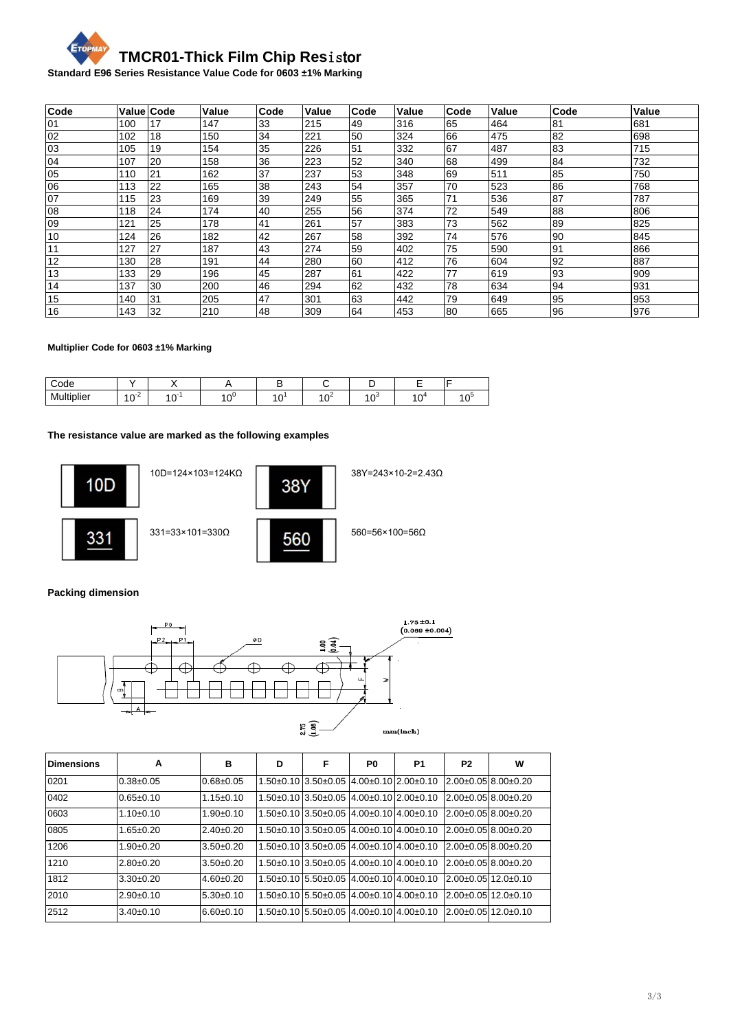# TMCR01-Thick Film Chip Resistor

**Standard E96 Series Resistance Value Code for 0603 ±1% Marking**

| Code | Value | Code | Value | Code | Value | Code | Value | Code | Value | Code | Value |
|---|---|---|---|---|---|---|---|---|---|---|---|
| 01 | 100 | 17 | 147 | 33 | 215 | 49 | 316 | 65 | 464 | 81 | 681 |
| 02 | 102 | 18 | 150 | 34 | 221 | 50 | 324 | 66 | 475 | 82 | 698 |
| 03 | 105 | 19 | 154 | 35 | 226 | 51 | 332 | 67 | 487 | 83 | 715 |
| 04 | 107 | 20 | 158 | 36 | 223 | 52 | 340 | 68 | 499 | 84 | 732 |
| 05 | 110 | 21 | 162 | 37 | 237 | 53 | 348 | 69 | 511 | 85 | 750 |
| 06 | 113 | 22 | 165 | 38 | 243 | 54 | 357 | 70 | 523 | 86 | 768 |
| 07 | 115 | 23 | 169 | 39 | 249 | 55 | 365 | 71 | 536 | 87 | 787 |
| 08 | 118 | 24 | 174 | 40 | 255 | 56 | 374 | 72 | 549 | 88 | 806 |
| 09 | 121 | 25 | 178 | 41 | 261 | 57 | 383 | 73 | 562 | 89 | 825 |
| 10 | 124 | 26 | 182 | 42 | 267 | 58 | 392 | 74 | 576 | 90 | 845 |
| 11 | 127 | 27 | 187 | 43 | 274 | 59 | 402 | 75 | 590 | 91 | 866 |
| 12 | 130 | 28 | 191 | 44 | 280 | 60 | 412 | 76 | 604 | 92 | 887 |
| 13 | 133 | 29 | 196 | 45 | 287 | 61 | 422 | 77 | 619 | 93 | 909 |
| 14 | 137 | 30 | 200 | 46 | 294 | 62 | 432 | 78 | 634 | 94 | 931 |
| 15 | 140 | 31 | 205 | 47 | 301 | 63 | 442 | 79 | 649 | 95 | 953 |
| 16 | 143 | 32 | 210 | 48 | 309 | 64 | 453 | 80 | 665 | 96 | 976 |

**Multiplier Code for 0603 ±1% Marking**

| Code | Y | X | A | B | C | D | E | F |
|---|---|---|---|---|---|---|---|---|
| Multiplier | $10^{-2}$ | $10^{-1}$ | $10^{0}$ | $10^{1}$ | $10^{2}$ | $10^{3}$ | $10^{4}$ | $10^{5}$ |

**The resistance value are marked as the following examples**

10D

10D=124×103=124KΩ

38Y

38Y=243×10-2=2.43Ω

331

331=33×101=330Ω

560

560=56×100=56Ω

**Packing dimension**

P0
P2
P1
φD
1.00 (0.04)
1.75±0.1 (0.069 ±0.004)
B
A
F
W
2.75 (1.08)
mm(inch)

| Dimensions | A | B | D | F | P0 | P1 | P2 | W |
|---|---|---|---|---|---|---|---|---|
| 0201 | 0.38±0.05 | 0.68±0.05 | 1.50±0.10 | 3.50±0.05 | 4.00±0.10 | 2.00±0.10 | 2.00±0.05 | 8.00±0.20 |
| 0402 | 0.65±0.10 | 1.15±0.10 | 1.50±0.10 | 3.50±0.05 | 4.00±0.10 | 2.00±0.10 | 2.00±0.05 | 8.00±0.20 |
| 0603 | 1.10±0.10 | 1.90±0.10 | 1.50±0.10 | 3.50±0.05 | 4.00±0.10 | 4.00±0.10 | 2.00±0.05 | 8.00±0.20 |
| 0805 | 1.65±0.20 | 2.40±0.20 | 1.50±0.10 | 3.50±0.05 | 4.00±0.10 | 4.00±0.10 | 2.00±0.05 | 8.00±0.20 |
| 1206 | 1.90±0.20 | 3.50±0.20 | 1.50±0.10 | 3.50±0.05 | 4.00±0.10 | 4.00±0.10 | 2.00±0.05 | 8.00±0.20 |
| 1210 | 2.80±0.20 | 3.50±0.20 | 1.50±0.10 | 3.50±0.05 | 4.00±0.10 | 4.00±0.10 | 2.00±0.05 | 8.00±0.20 |
| 1812 | 3.30±0.20 | 4.60±0.20 | 1.50±0.10 | 5.50±0.05 | 4.00±0.10 | 4.00±0.10 | 2.00±0.05 | 12.0±0.10 |
| 2010 | 2.90±0.10 | 5.30±0.10 | 1.50±0.10 | 5.50±0.05 | 4.00±0.10 | 4.00±0.10 | 2.00±0.05 | 12.0±0.10 |
| 2512 | 3.40±0.10 | 6.60±0.10 | 1.50±0.10 | 5.50±0.05 | 4.00±0.10 | 4.00±0.10 | 2.00±0.05 | 12.0±0.10 |